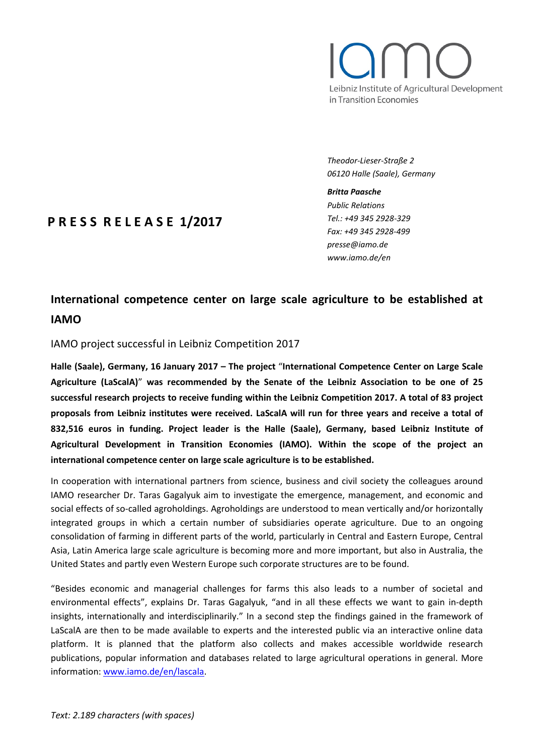iamo
Leibniz Institute of Agricultural Development in Transition Economies

*Theodor-Lieser-Straße 2*
*06120 Halle (Saale), Germany*

***Britta Paasche***
*Public Relations*
*Tel.: +49 345 2928-329*
*Fax: +49 345 2928-499*
*presse@iamo.de*
*www.iamo.de/en*

**PRESS RELEASE 1/2017**

# International competence center on large scale agriculture to be established at IAMO

IAMO project successful in Leibniz Competition 2017

**Halle (Saale), Germany, 16 January 2017 – The project "International Competence Center on Large Scale Agriculture (LaScalA)" was recommended by the Senate of the Leibniz Association to be one of 25 successful research projects to receive funding within the Leibniz Competition 2017. A total of 83 project proposals from Leibniz institutes were received. LaScalA will run for three years and receive a total of 832,516 euros in funding. Project leader is the Halle (Saale), Germany, based Leibniz Institute of Agricultural Development in Transition Economies (IAMO). Within the scope of the project an international competence center on large scale agriculture is to be established.**

In cooperation with international partners from science, business and civil society the colleagues around IAMO researcher Dr. Taras Gagalyuk aim to investigate the emergence, management, and economic and social effects of so-called agroholdings. Agroholdings are understood to mean vertically and/or horizontally integrated groups in which a certain number of subsidiaries operate agriculture. Due to an ongoing consolidation of farming in different parts of the world, particularly in Central and Eastern Europe, Central Asia, Latin America large scale agriculture is becoming more and more important, but also in Australia, the United States and partly even Western Europe such corporate structures are to be found.

"Besides economic and managerial challenges for farms this also leads to a number of societal and environmental effects", explains Dr. Taras Gagalyuk, "and in all these effects we want to gain in-depth insights, internationally and interdisciplinarily." In a second step the findings gained in the framework of LaScalA are then to be made available to experts and the interested public via an interactive online data platform. It is planned that the platform also collects and makes accessible worldwide research publications, popular information and databases related to large agricultural operations in general. More information: [www.iamo.de/en/lascala](www.iamo.de/en/lascala).

*Text: 2.189 characters (with spaces)*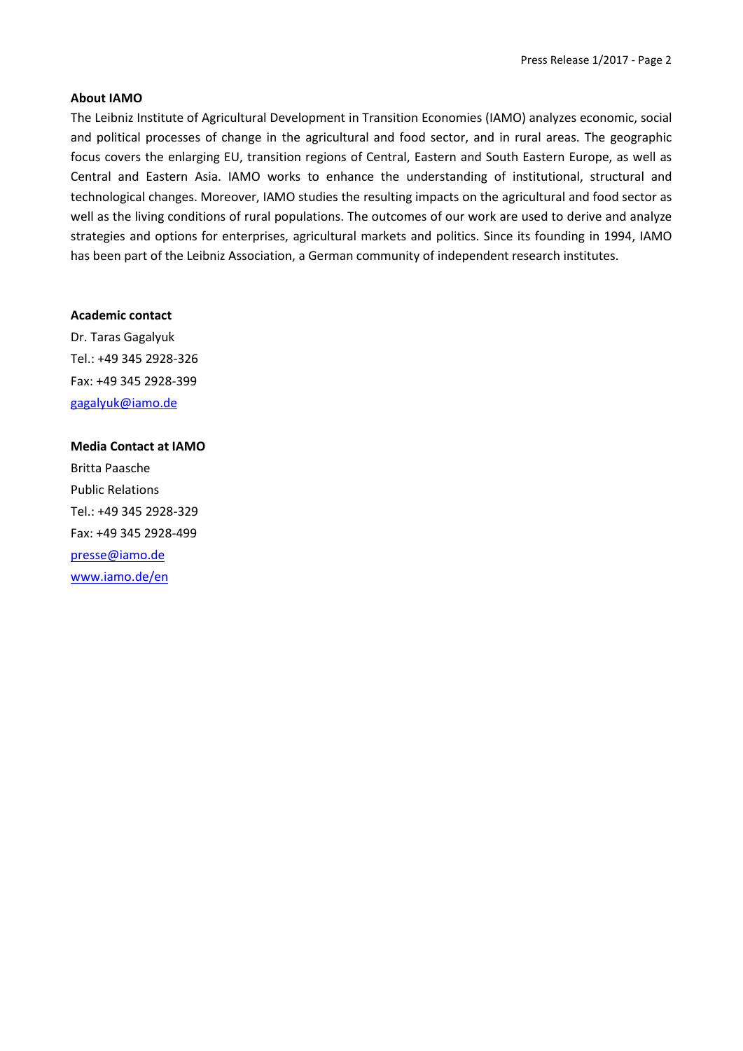**About IAMO**

The Leibniz Institute of Agricultural Development in Transition Economies (IAMO) analyzes economic, social and political processes of change in the agricultural and food sector, and in rural areas. The geographic focus covers the enlarging EU, transition regions of Central, Eastern and South Eastern Europe, as well as Central and Eastern Asia. IAMO works to enhance the understanding of institutional, structural and technological changes. Moreover, IAMO studies the resulting impacts on the agricultural and food sector as well as the living conditions of rural populations. The outcomes of our work are used to derive and analyze strategies and options for enterprises, agricultural markets and politics. Since its founding in 1994, IAMO has been part of the Leibniz Association, a German community of independent research institutes.

**Academic contact**

Dr. Taras Gagalyuk
Tel.: +49 345 2928-326
Fax: +49 345 2928-399
gagalyuk@iamo.de

**Media Contact at IAMO**

Britta Paasche
Public Relations
Tel.: +49 345 2928-329
Fax: +49 345 2928-499
presse@iamo.de
www.iamo.de/en